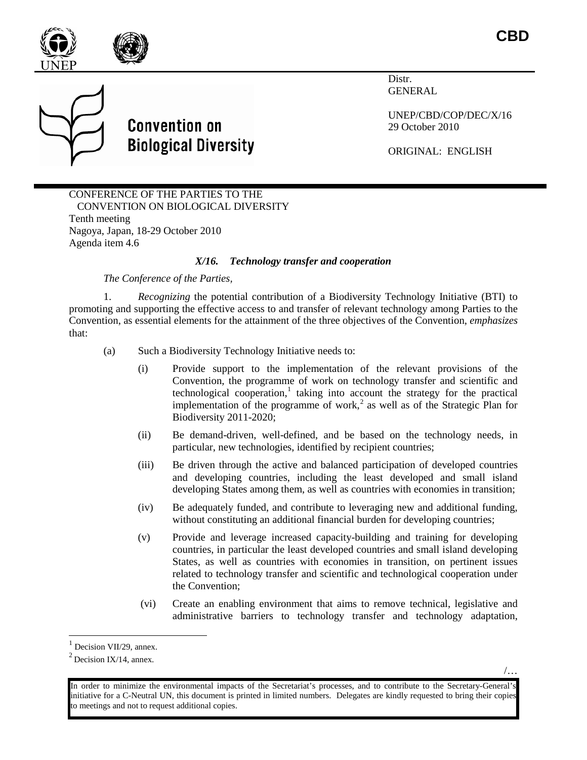CBD

Convention on Biological Diversity

Distr.
GENERAL

UNEP/CBD/COP/DEC/X/16
29 October 2010

ORIGINAL: ENGLISH

CONFERENCE OF THE PARTIES TO THE CONVENTION ON BIOLOGICAL DIVERSITY
Tenth meeting
Nagoya, Japan, 18-29 October 2010
Agenda item 4.6

### *X/16. Technology transfer and cooperation*

*The Conference of the Parties,*

1. *Recognizing* the potential contribution of a Biodiversity Technology Initiative (BTI) to promoting and supporting the effective access to and transfer of relevant technology among Parties to the Convention, as essential elements for the attainment of the three objectives of the Convention, *emphasizes* that:

(a) Such a Biodiversity Technology Initiative needs to:

(i) Provide support to the implementation of the relevant provisions of the Convention, the programme of work on technology transfer and scientific and technological cooperation,[1] taking into account the strategy for the practical implementation of the programme of work,[2] as well as of the Strategic Plan for Biodiversity 2011-2020;

(ii) Be demand-driven, well-defined, and be based on the technology needs, in particular, new technologies, identified by recipient countries;

(iii) Be driven through the active and balanced participation of developed countries and developing countries, including the least developed and small island developing States among them, as well as countries with economies in transition;

(iv) Be adequately funded, and contribute to leveraging new and additional funding, without constituting an additional financial burden for developing countries;

(v) Provide and leverage increased capacity-building and training for developing countries, in particular the least developed countries and small island developing States, as well as countries with economies in transition, on pertinent issues related to technology transfer and scientific and technological cooperation under the Convention;

(vi) Create an enabling environment that aims to remove technical, legislative and administrative barriers to technology transfer and technology adaptation,

[1] Decision VII/29, annex.

[2] Decision IX/14, annex.

In order to minimize the environmental impacts of the Secretariat's processes, and to contribute to the Secretary-General's initiative for a C-Neutral UN, this document is printed in limited numbers. Delegates are kindly requested to bring their copies to meetings and not to request additional copies.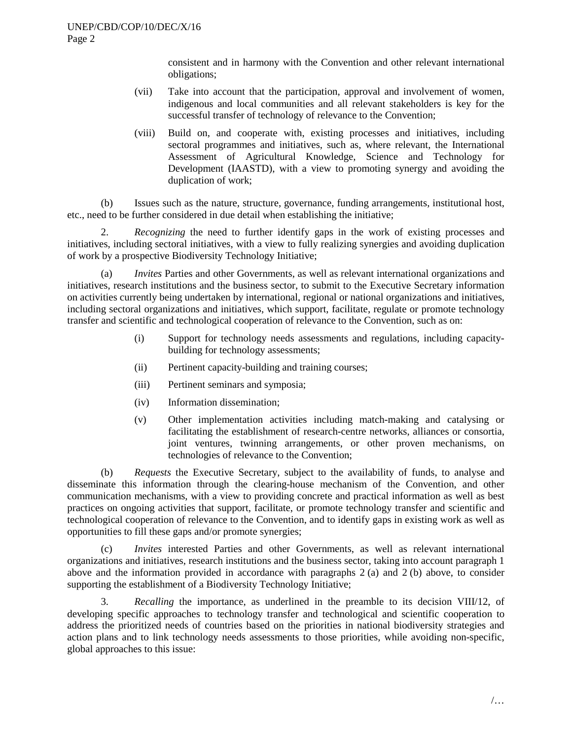consistent and in harmony with the Convention and other relevant international obligations;

(vii) Take into account that the participation, approval and involvement of women, indigenous and local communities and all relevant stakeholders is key for the successful transfer of technology of relevance to the Convention;

(viii) Build on, and cooperate with, existing processes and initiatives, including sectoral programmes and initiatives, such as, where relevant, the International Assessment of Agricultural Knowledge, Science and Technology for Development (IAASTD), with a view to promoting synergy and avoiding the duplication of work;

(b) Issues such as the nature, structure, governance, funding arrangements, institutional host, etc., need to be further considered in due detail when establishing the initiative;

2. *Recognizing* the need to further identify gaps in the work of existing processes and initiatives, including sectoral initiatives, with a view to fully realizing synergies and avoiding duplication of work by a prospective Biodiversity Technology Initiative;

(a) *Invites* Parties and other Governments, as well as relevant international organizations and initiatives, research institutions and the business sector, to submit to the Executive Secretary information on activities currently being undertaken by international, regional or national organizations and initiatives, including sectoral organizations and initiatives, which support, facilitate, regulate or promote technology transfer and scientific and technological cooperation of relevance to the Convention, such as on:

(i) Support for technology needs assessments and regulations, including capacity-building for technology assessments;

(ii) Pertinent capacity-building and training courses;

(iii) Pertinent seminars and symposia;

(iv) Information dissemination;

(v) Other implementation activities including match-making and catalysing or facilitating the establishment of research-centre networks, alliances or consortia, joint ventures, twinning arrangements, or other proven mechanisms, on technologies of relevance to the Convention;

(b) *Requests* the Executive Secretary, subject to the availability of funds, to analyse and disseminate this information through the clearing-house mechanism of the Convention, and other communication mechanisms, with a view to providing concrete and practical information as well as best practices on ongoing activities that support, facilitate, or promote technology transfer and scientific and technological cooperation of relevance to the Convention, and to identify gaps in existing work as well as opportunities to fill these gaps and/or promote synergies;

(c) *Invites* interested Parties and other Governments, as well as relevant international organizations and initiatives, research institutions and the business sector, taking into account paragraph 1 above and the information provided in accordance with paragraphs 2 (a) and 2 (b) above, to consider supporting the establishment of a Biodiversity Technology Initiative;

3. *Recalling* the importance, as underlined in the preamble to its decision VIII/12, of developing specific approaches to technology transfer and technological and scientific cooperation to address the prioritized needs of countries based on the priorities in national biodiversity strategies and action plans and to link technology needs assessments to those priorities, while avoiding non-specific, global approaches to this issue: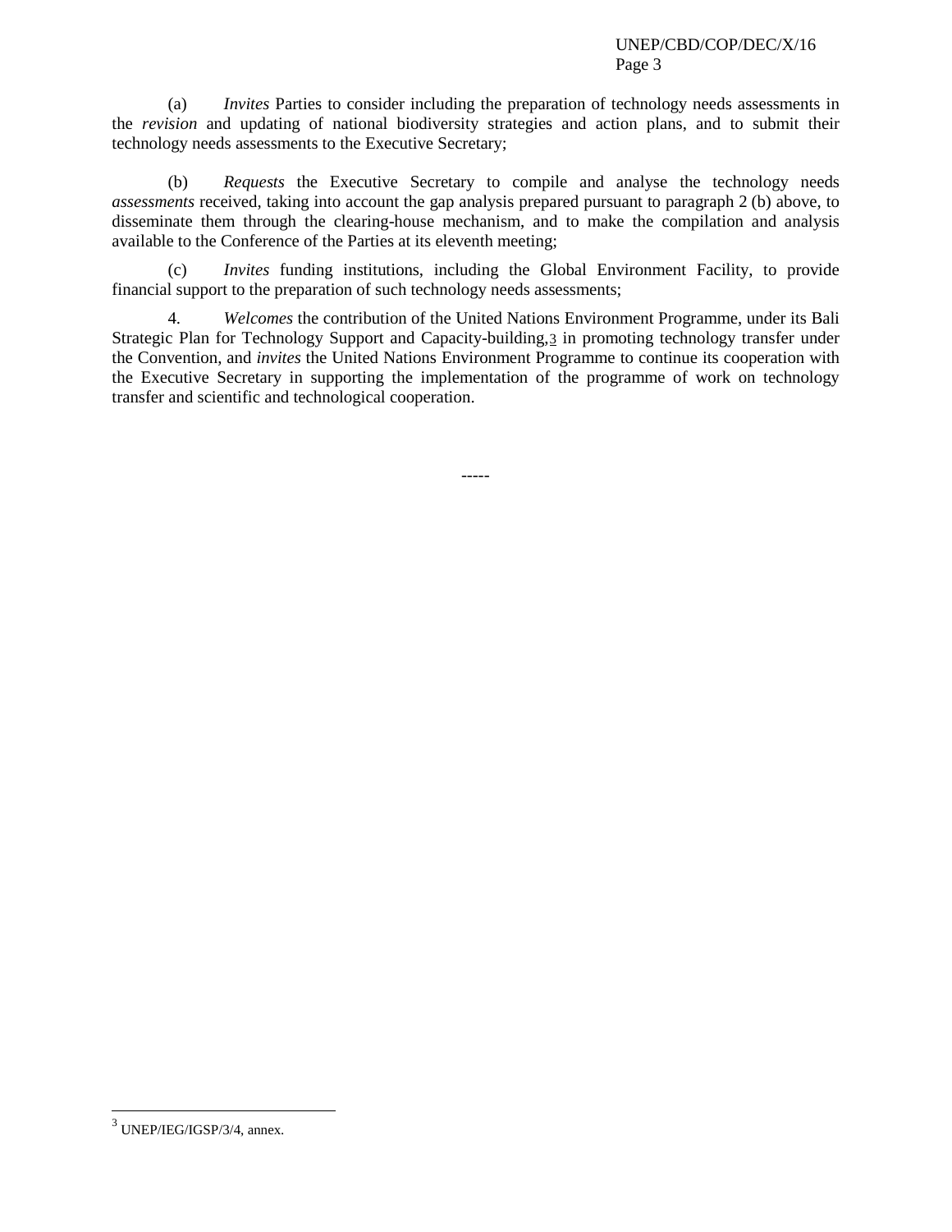(a) *Invites* Parties to consider including the preparation of technology needs assessments in the *revision* and updating of national biodiversity strategies and action plans, and to submit their technology needs assessments to the Executive Secretary;

(b) *Requests* the Executive Secretary to compile and analyse the technology needs *assessments* received, taking into account the gap analysis prepared pursuant to paragraph 2 (b) above, to disseminate them through the clearing-house mechanism, and to make the compilation and analysis available to the Conference of the Parties at its eleventh meeting;

(c) *Invites* funding institutions, including the Global Environment Facility, to provide financial support to the preparation of such technology needs assessments;

4. *Welcomes* the contribution of the United Nations Environment Programme, under its Bali Strategic Plan for Technology Support and Capacity-building,[3] in promoting technology transfer under the Convention, and *invites* the United Nations Environment Programme to continue its cooperation with the Executive Secretary in supporting the implementation of the programme of work on technology transfer and scientific and technological cooperation.

-----

[3] UNEP/IEG/IGSP/3/4, annex.